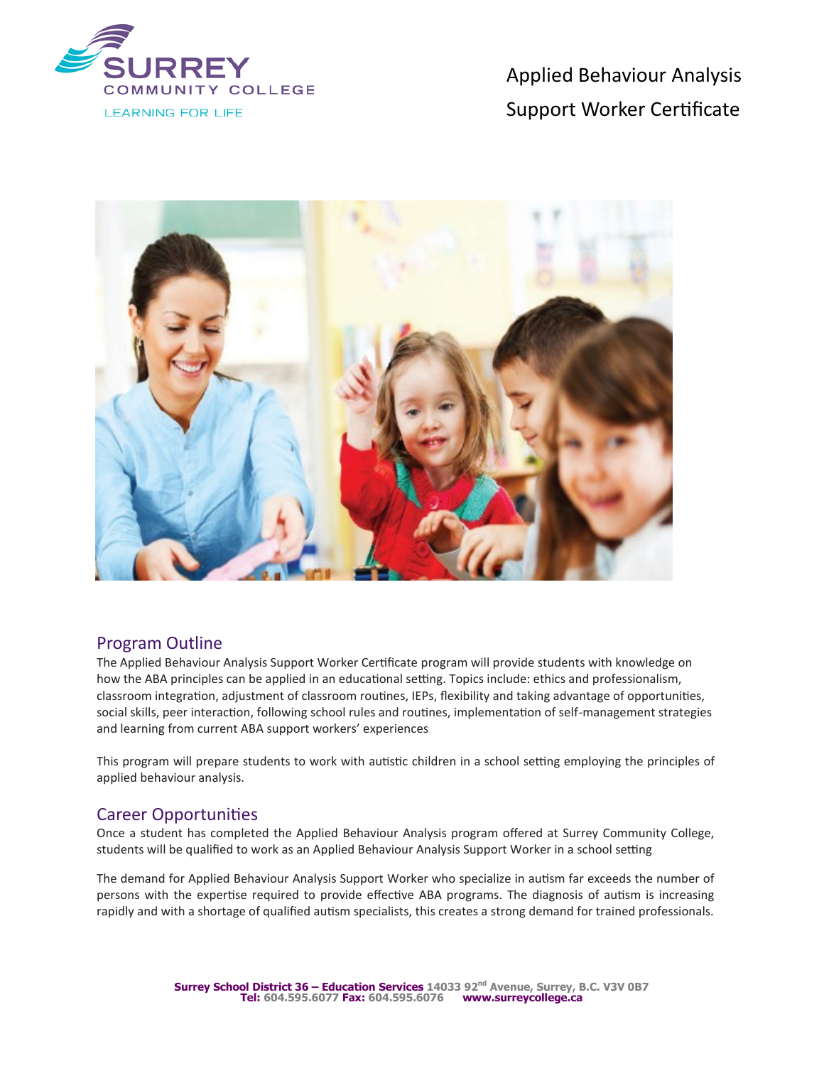SURREY COMMUNITY COLLEGE

LEARNING FOR LIFE

# Applied Behaviour Analysis Support Worker Certificate

## Program Outline

The Applied Behaviour Analysis Support Worker Certificate program will provide students with knowledge on how the ABA principles can be applied in an educational setting. Topics include: ethics and professionalism, classroom integration, adjustment of classroom routines, IEPs, flexibility and taking advantage of opportunities, social skills, peer interaction, following school rules and routines, implementation of self-management strategies and learning from current ABA support workers' experiences.

This program will prepare students to work with autistic children in a school setting employing the principles of applied behaviour analysis.

## Career Opportunities

Once a student has completed the Applied Behaviour Analysis program offered at Surrey Community College, students will be qualified to work as an Applied Behaviour Analysis Support Worker in a school setting.

The demand for Applied Behaviour Analysis Support Worker who specialize in autism far exceeds the number of persons with the expertise required to provide effective ABA programs. The diagnosis of autism is increasing rapidly and with a shortage of qualified autism specialists, this creates a strong demand for trained professionals.

**Surrey School District 36 – Education Services** 14033 92nd Avenue, Surrey, B.C. V3V 0B7
**Tel:** 604.595.6077 **Fax:** 604.595.6076 **www.surreycollege.ca**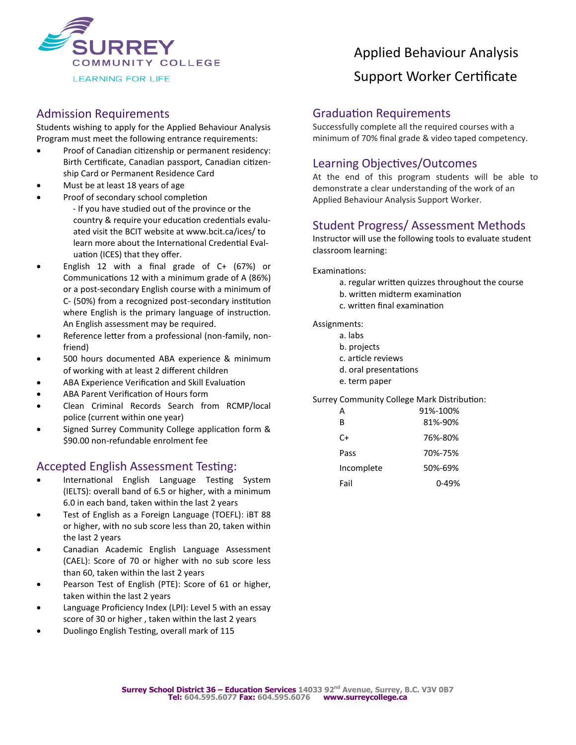Surrey Community College

LEARNING FOR LIFE

# Applied Behaviour Analysis Support Worker Certificate

## Admission Requirements

Students wishing to apply for the Applied Behaviour Analysis Program must meet the following entrance requirements:

- Proof of Canadian citizenship or permanent residency: Birth Certificate, Canadian passport, Canadian citizenship Card or Permanent Residence Card
- Must be at least 18 years of age
- Proof of secondary school completion
  - If you have studied out of the province or the country & require your education credentials evaluated visit the BCIT website at www.bcit.ca/ices/ to learn more about the International Credential Evaluation (ICES) that they offer.
- English 12 with a final grade of C+ (67%) or Communications 12 with a minimum grade of A (86%) or a post-secondary English course with a minimum of C- (50%) from a recognized post-secondary institution where English is the primary language of instruction. An English assessment may be required.
- Reference letter from a professional (non-family, non-friend)
- 500 hours documented ABA experience & minimum of working with at least 2 different children
- ABA Experience Verification and Skill Evaluation
- ABA Parent Verification of Hours form
- Clean Criminal Records Search from RCMP/local police (current within one year)
- Signed Surrey Community College application form & $90.00 non-refundable enrolment fee

## Accepted English Assessment Testing:

- International English Language Testing System (IELTS): overall band of 6.5 or higher, with a minimum 6.0 in each band, taken within the last 2 years
- Test of English as a Foreign Language (TOEFL): iBT 88 or higher, with no sub score less than 20, taken within the last 2 years
- Canadian Academic English Language Assessment (CAEL): Score of 70 or higher with no sub score less than 60, taken within the last 2 years
- Pearson Test of English (PTE): Score of 61 or higher, taken within the last 2 years
- Language Proficiency Index (LPI): Level 5 with an essay score of 30 or higher , taken within the last 2 years
- Duolingo English Testing, overall mark of 115

## Graduation Requirements

Successfully complete all the required courses with a minimum of 70% final grade & video taped competency.

## Learning Objectives/Outcomes

At the end of this program students will be able to demonstrate a clear understanding of the work of an Applied Behaviour Analysis Support Worker.

## Student Progress/ Assessment Methods

Instructor will use the following tools to evaluate student classroom learning:

Examinations:

a. regular written quizzes throughout the course
b. written midterm examination
c. written final examination

Assignments:

a. labs
b. projects
c. article reviews
d. oral presentations
e. term paper

Surrey Community College Mark Distribution:

| Grade | Range |
|---|---|
| A | 91%-100% |
| B | 81%-90% |
| C+ | 76%-80% |
| Pass | 70%-75% |
| Incomplete | 50%-69% |
| Fail | 0-49% |

**Surrey School District 36 – Education Services** 14033 92nd Avenue, Surrey, B.C. V3V 0B7
**Tel:** 604.595.6077 **Fax:** 604.595.6076 **www.surreycollege.ca**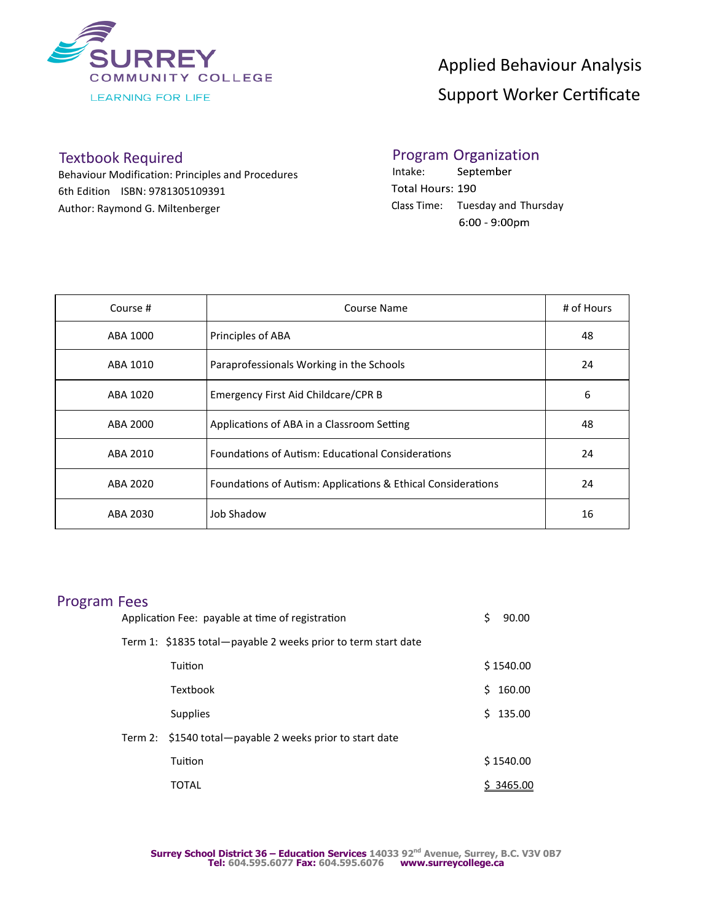SURREY COMMUNITY COLLEGE

LEARNING FOR LIFE

# Applied Behaviour Analysis Support Worker Certificate

## Textbook Required

Behaviour Modification: Principles and Procedures

6th Edition ISBN: 9781305109391

Author: Raymond G. Miltenberger

## Program Organization

Intake: September

Total Hours: 190

Class Time: Tuesday and Thursday 6:00 - 9:00pm

| Course # | Course Name | # of Hours |
|---|---|---|
| ABA 1000 | Principles of ABA | 48 |
| ABA 1010 | Paraprofessionals Working in the Schools | 24 |
| ABA 1020 | Emergency First Aid Childcare/CPR B | 6 |
| ABA 2000 | Applications of ABA in a Classroom Setting | 48 |
| ABA 2010 | Foundations of Autism: Educational Considerations | 24 |
| ABA 2020 | Foundations of Autism: Applications & Ethical Considerations | 24 |
| ABA 2030 | Job Shadow | 16 |

## Program Fees

| | |
|---|---|
| Application Fee: payable at time of registration | $ 90.00 |
| Term 1: $1835 total—payable 2 weeks prior to term start date | |
| Tuition | $ 1540.00 |
| Textbook | $ 160.00 |
| Supplies | $ 135.00 |
| Term 2: $1540 total—payable 2 weeks prior to start date | |
| Tuition | $ 1540.00 |
| TOTAL | $ 3465.00 |

**Surrey School District 36 – Education Services** 14033 92nd Avenue, Surrey, B.C. V3V 0B7
**Tel:** 604.595.6077 **Fax:** 604.595.6076 **www.surreycollege.ca**